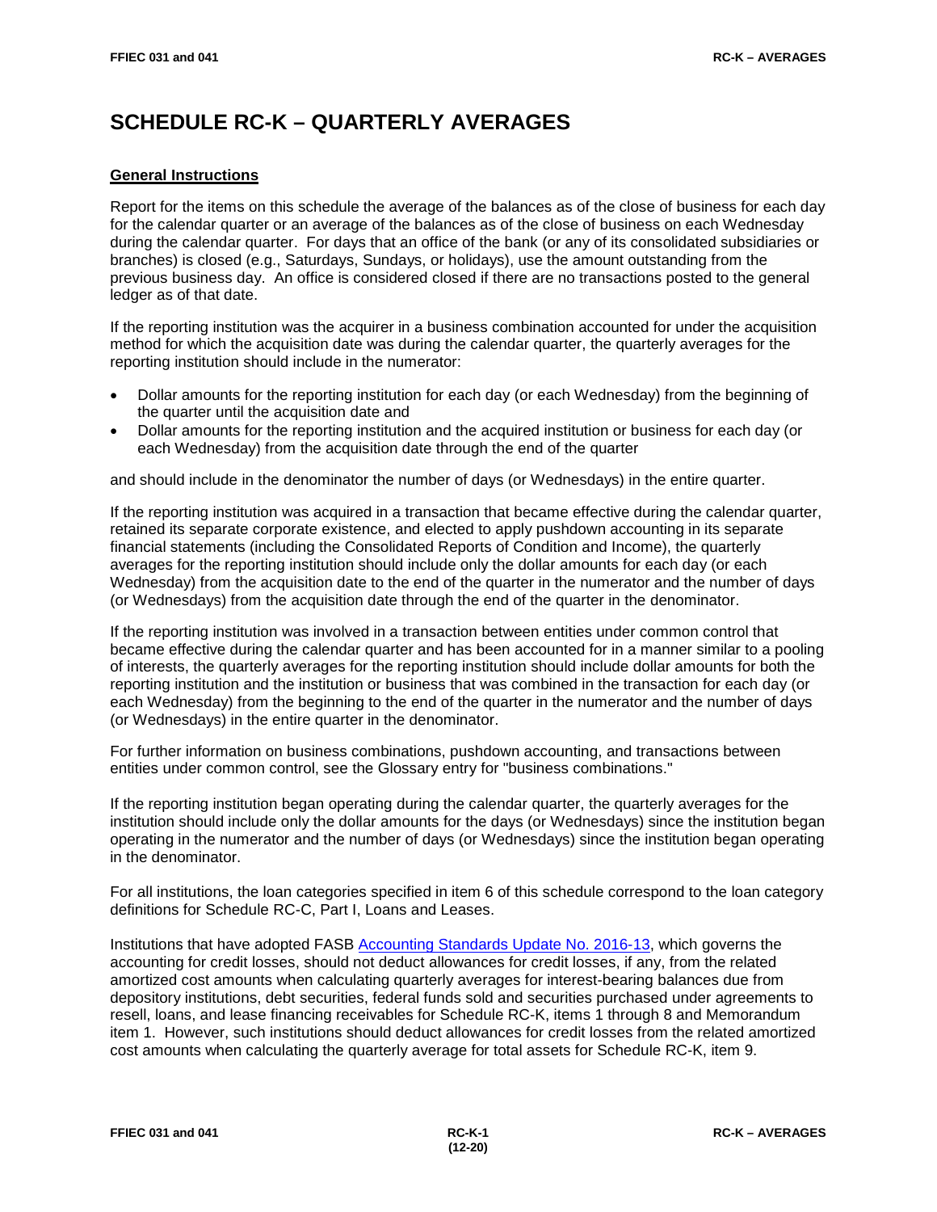# SCHEDULE RC-K – QUARTERLY AVERAGES

**General Instructions**

Report for the items on this schedule the average of the balances as of the close of business for each day for the calendar quarter or an average of the balances as of the close of business on each Wednesday during the calendar quarter. For days that an office of the bank (or any of its consolidated subsidiaries or branches) is closed (e.g., Saturdays, Sundays, or holidays), use the amount outstanding from the previous business day. An office is considered closed if there are no transactions posted to the general ledger as of that date.

If the reporting institution was the acquirer in a business combination accounted for under the acquisition method for which the acquisition date was during the calendar quarter, the quarterly averages for the reporting institution should include in the numerator:

- Dollar amounts for the reporting institution for each day (or each Wednesday) from the beginning of the quarter until the acquisition date and
- Dollar amounts for the reporting institution and the acquired institution or business for each day (or each Wednesday) from the acquisition date through the end of the quarter

and should include in the denominator the number of days (or Wednesdays) in the entire quarter.

If the reporting institution was acquired in a transaction that became effective during the calendar quarter, retained its separate corporate existence, and elected to apply pushdown accounting in its separate financial statements (including the Consolidated Reports of Condition and Income), the quarterly averages for the reporting institution should include only the dollar amounts for each day (or each Wednesday) from the acquisition date to the end of the quarter in the numerator and the number of days (or Wednesdays) from the acquisition date through the end of the quarter in the denominator.

If the reporting institution was involved in a transaction between entities under common control that became effective during the calendar quarter and has been accounted for in a manner similar to a pooling of interests, the quarterly averages for the reporting institution should include dollar amounts for both the reporting institution and the institution or business that was combined in the transaction for each day (or each Wednesday) from the beginning to the end of the quarter in the numerator and the number of days (or Wednesdays) in the entire quarter in the denominator.

For further information on business combinations, pushdown accounting, and transactions between entities under common control, see the Glossary entry for "business combinations."

If the reporting institution began operating during the calendar quarter, the quarterly averages for the institution should include only the dollar amounts for the days (or Wednesdays) since the institution began operating in the numerator and the number of days (or Wednesdays) since the institution began operating in the denominator.

For all institutions, the loan categories specified in item 6 of this schedule correspond to the loan category definitions for Schedule RC-C, Part I, Loans and Leases.

Institutions that have adopted FASB Accounting Standards Update No. 2016-13, which governs the accounting for credit losses, should not deduct allowances for credit losses, if any, from the related amortized cost amounts when calculating quarterly averages for interest-bearing balances due from depository institutions, debt securities, federal funds sold and securities purchased under agreements to resell, loans, and lease financing receivables for Schedule RC-K, items 1 through 8 and Memorandum item 1. However, such institutions should deduct allowances for credit losses from the related amortized cost amounts when calculating the quarterly average for total assets for Schedule RC-K, item 9.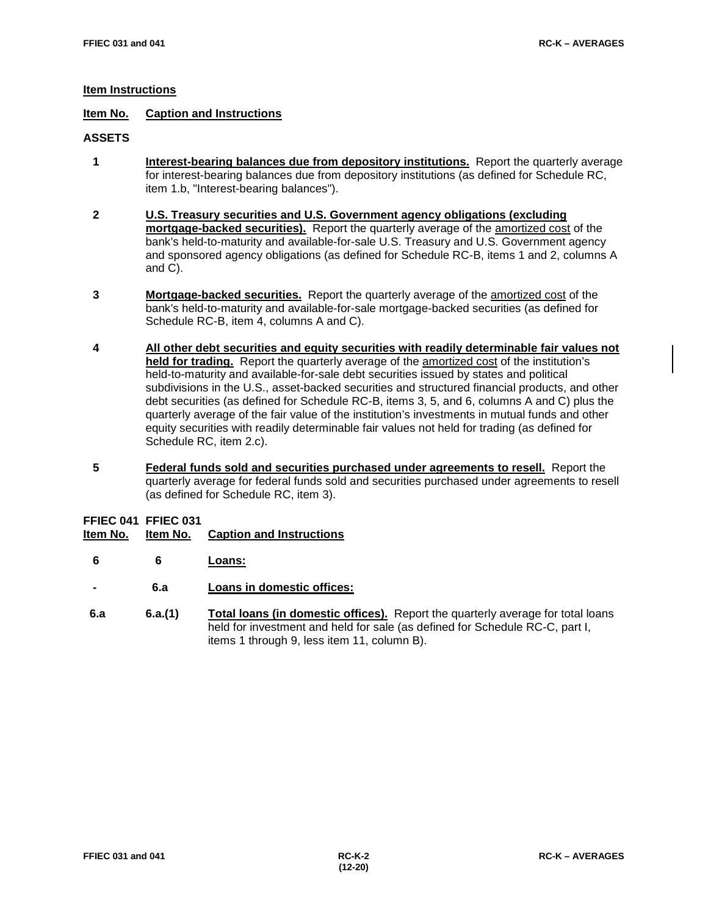## Item Instructions

**Item No.** **Caption and Instructions**

### ASSETS

**1** **Interest-bearing balances due from depository institutions.** Report the quarterly average for interest-bearing balances due from depository institutions (as defined for Schedule RC, item 1.b, "Interest-bearing balances").

**2** **U.S. Treasury securities and U.S. Government agency obligations (excluding mortgage-backed securities).** Report the quarterly average of the amortized cost of the bank's held-to-maturity and available-for-sale U.S. Treasury and U.S. Government agency and sponsored agency obligations (as defined for Schedule RC-B, items 1 and 2, columns A and C).

**3** **Mortgage-backed securities.** Report the quarterly average of the amortized cost of the bank's held-to-maturity and available-for-sale mortgage-backed securities (as defined for Schedule RC-B, item 4, columns A and C).

**4** **All other debt securities and equity securities with readily determinable fair values not held for trading.** Report the quarterly average of the amortized cost of the institution's held-to-maturity and available-for-sale debt securities issued by states and political subdivisions in the U.S., asset-backed securities and structured financial products, and other debt securities (as defined for Schedule RC-B, items 3, 5, and 6, columns A and C) plus the quarterly average of the fair value of the institution's investments in mutual funds and other equity securities with readily determinable fair values not held for trading (as defined for Schedule RC, item 2.c).

**5** **Federal funds sold and securities purchased under agreements to resell.** Report the quarterly average for federal funds sold and securities purchased under agreements to resell (as defined for Schedule RC, item 3).

| FFIEC 041 Item No. | FFIEC 031 Item No. | Caption and Instructions |
|---|---|---|
| **6** | **6** | **Loans:** |
| **-** | **6.a** | **Loans in domestic offices:** |
| **6.a** | **6.a.(1)** | **Total loans (in domestic offices).** Report the quarterly average for total loans held for investment and held for sale (as defined for Schedule RC-C, part I, items 1 through 9, less item 11, column B). |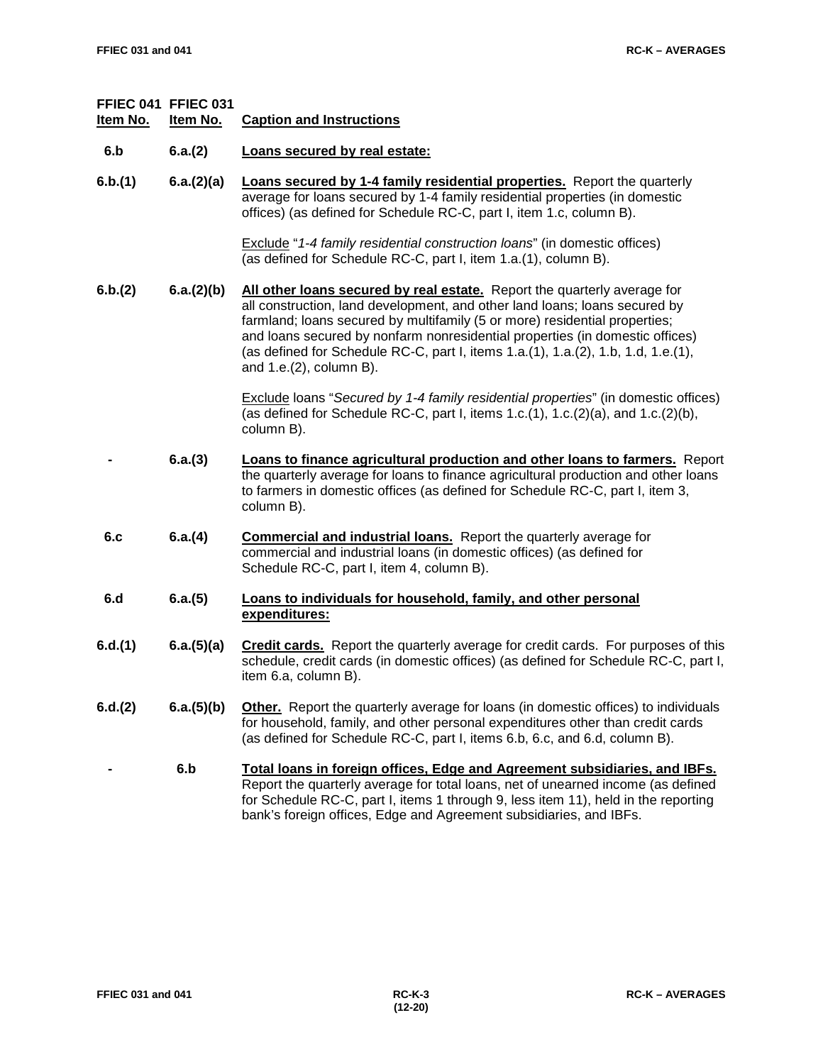| FFIEC 041 Item No. | FFIEC 031 Item No. | Caption and Instructions |
|---|---|---|
| 6.b | 6.a.(2) | **Loans secured by real estate:** |
| 6.b.(1) | 6.a.(2)(a) | **Loans secured by 1-4 family residential properties.** Report the quarterly average for loans secured by 1-4 family residential properties (in domestic offices) (as defined for Schedule RC-C, part I, item 1.c, column B).<br><br>Exclude "*1-4 family residential construction loans*" (in domestic offices) (as defined for Schedule RC-C, part I, item 1.a.(1), column B). |
| 6.b.(2) | 6.a.(2)(b) | **All other loans secured by real estate.** Report the quarterly average for all construction, land development, and other land loans; loans secured by farmland; loans secured by multifamily (5 or more) residential properties; and loans secured by nonfarm nonresidential properties (in domestic offices) (as defined for Schedule RC-C, part I, items 1.a.(1), 1.a.(2), 1.b, 1.d, 1.e.(1), and 1.e.(2), column B).<br><br>Exclude loans "*Secured by 1-4 family residential properties*" (in domestic offices) (as defined for Schedule RC-C, part I, items 1.c.(1), 1.c.(2)(a), and 1.c.(2)(b), column B). |
| - | 6.a.(3) | **Loans to finance agricultural production and other loans to farmers.** Report the quarterly average for loans to finance agricultural production and other loans to farmers in domestic offices (as defined for Schedule RC-C, part I, item 3, column B). |
| 6.c | 6.a.(4) | **Commercial and industrial loans.** Report the quarterly average for commercial and industrial loans (in domestic offices) (as defined for Schedule RC-C, part I, item 4, column B). |
| 6.d | 6.a.(5) | **Loans to individuals for household, family, and other personal expenditures:** |
| 6.d.(1) | 6.a.(5)(a) | **Credit cards.** Report the quarterly average for credit cards. For purposes of this schedule, credit cards (in domestic offices) (as defined for Schedule RC-C, part I, item 6.a, column B). |
| 6.d.(2) | 6.a.(5)(b) | **Other.** Report the quarterly average for loans (in domestic offices) to individuals for household, family, and other personal expenditures other than credit cards (as defined for Schedule RC-C, part I, items 6.b, 6.c, and 6.d, column B). |
| - | 6.b | **Total loans in foreign offices, Edge and Agreement subsidiaries, and IBFs.** Report the quarterly average for total loans, net of unearned income (as defined for Schedule RC-C, part I, items 1 through 9, less item 11), held in the reporting bank's foreign offices, Edge and Agreement subsidiaries, and IBFs. |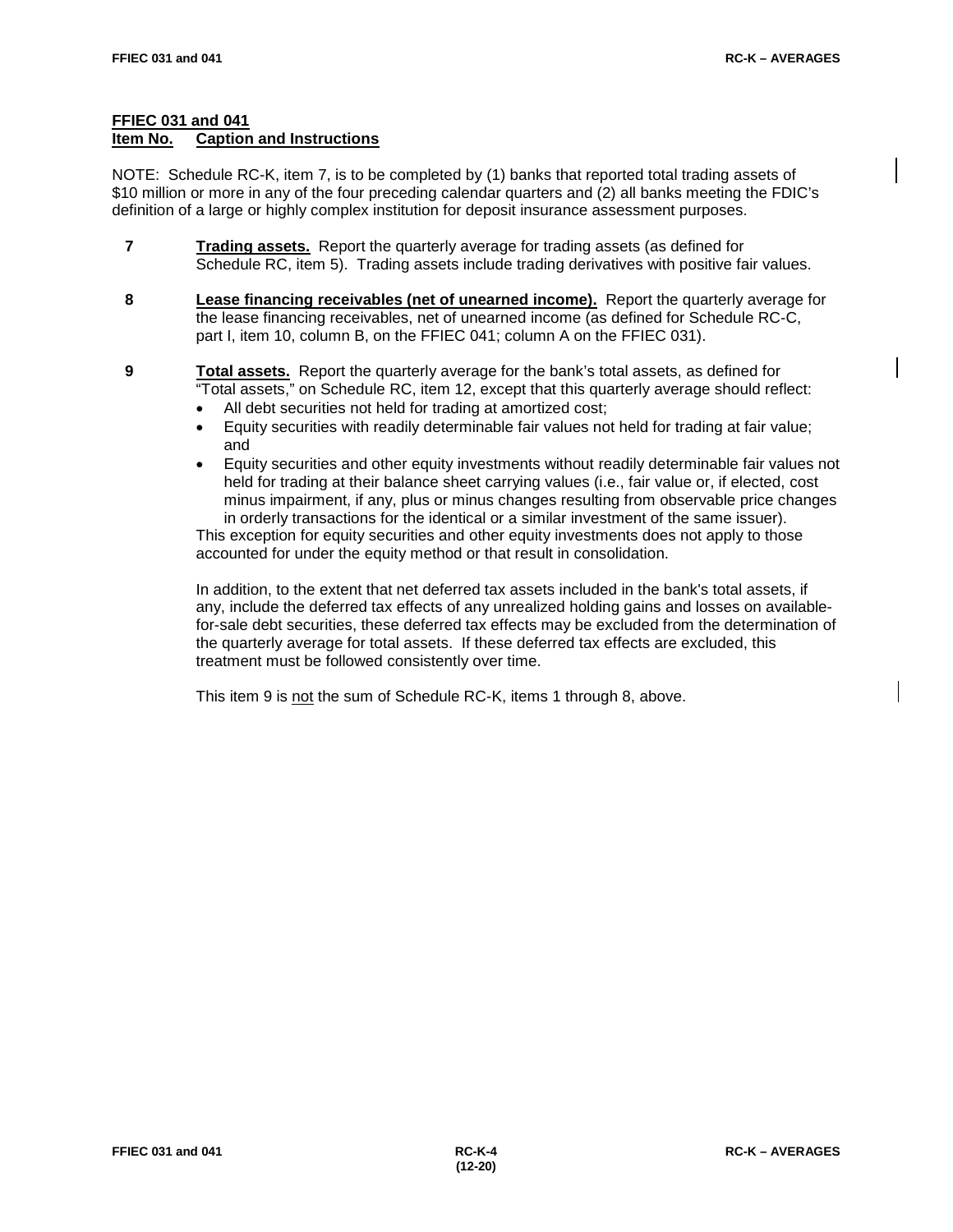**FFIEC 031 and 041**
**Item No. Caption and Instructions**

NOTE: Schedule RC-K, item 7, is to be completed by (1) banks that reported total trading assets of $10 million or more in any of the four preceding calendar quarters and (2) all banks meeting the FDIC's definition of a large or highly complex institution for deposit insurance assessment purposes.

**7** **Trading assets.** Report the quarterly average for trading assets (as defined for Schedule RC, item 5). Trading assets include trading derivatives with positive fair values.

**8** **Lease financing receivables (net of unearned income).** Report the quarterly average for the lease financing receivables, net of unearned income (as defined for Schedule RC-C, part I, item 10, column B, on the FFIEC 041; column A on the FFIEC 031).

**9** **Total assets.** Report the quarterly average for the bank's total assets, as defined for "Total assets," on Schedule RC, item 12, except that this quarterly average should reflect:

- All debt securities not held for trading at amortized cost;
- Equity securities with readily determinable fair values not held for trading at fair value; and
- Equity securities and other equity investments without readily determinable fair values not held for trading at their balance sheet carrying values (i.e., fair value or, if elected, cost minus impairment, if any, plus or minus changes resulting from observable price changes in orderly transactions for the identical or a similar investment of the same issuer).

This exception for equity securities and other equity investments does not apply to those accounted for under the equity method or that result in consolidation.

In addition, to the extent that net deferred tax assets included in the bank's total assets, if any, include the deferred tax effects of any unrealized holding gains and losses on available-for-sale debt securities, these deferred tax effects may be excluded from the determination of the quarterly average for total assets. If these deferred tax effects are excluded, this treatment must be followed consistently over time.

This item 9 is not the sum of Schedule RC-K, items 1 through 8, above.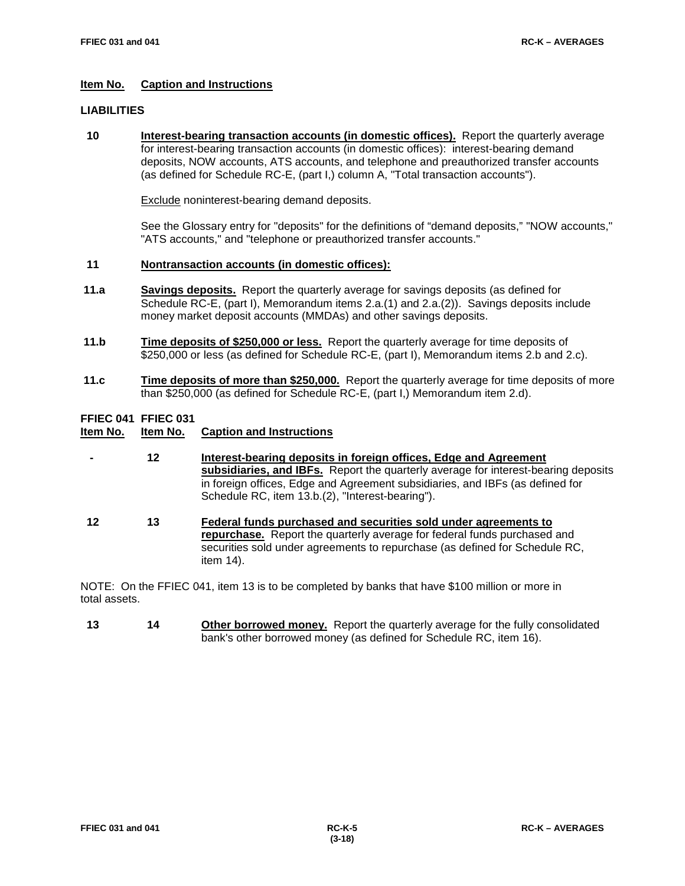**Item No. Caption and Instructions**

## LIABILITIES

**10** **Interest-bearing transaction accounts (in domestic offices).** Report the quarterly average for interest-bearing transaction accounts (in domestic offices): interest-bearing demand deposits, NOW accounts, ATS accounts, and telephone and preauthorized transfer accounts (as defined for Schedule RC-E, (part I,) column A, "Total transaction accounts").

Exclude noninterest-bearing demand deposits.

See the Glossary entry for "deposits" for the definitions of "demand deposits," "NOW accounts," "ATS accounts," and "telephone or preauthorized transfer accounts."

**11** **Nontransaction accounts (in domestic offices):**

**11.a** **Savings deposits.** Report the quarterly average for savings deposits (as defined for Schedule RC-E, (part I), Memorandum items 2.a.(1) and 2.a.(2)). Savings deposits include money market deposit accounts (MMDAs) and other savings deposits.

**11.b** **Time deposits of $250,000 or less.** Report the quarterly average for time deposits of $250,000 or less (as defined for Schedule RC-E, (part I), Memorandum items 2.b and 2.c).

**11.c** **Time deposits of more than $250,000.** Report the quarterly average for time deposits of more than $250,000 (as defined for Schedule RC-E, (part I,) Memorandum item 2.d).

| FFIEC 041 Item No. | FFIEC 031 Item No. | Caption and Instructions |
|---|---|---|
| - | 12 | **Interest-bearing deposits in foreign offices, Edge and Agreement subsidiaries, and IBFs.** Report the quarterly average for interest-bearing deposits in foreign offices, Edge and Agreement subsidiaries, and IBFs (as defined for Schedule RC, item 13.b.(2), "Interest-bearing"). |
| 12 | 13 | **Federal funds purchased and securities sold under agreements to repurchase.** Report the quarterly average for federal funds purchased and securities sold under agreements to repurchase (as defined for Schedule RC, item 14). |

NOTE: On the FFIEC 041, item 13 is to be completed by banks that have $100 million or more in total assets.

| FFIEC 041 Item No. | FFIEC 031 Item No. | Caption and Instructions |
|---|---|---|
| 13 | 14 | **Other borrowed money.** Report the quarterly average for the fully consolidated bank's other borrowed money (as defined for Schedule RC, item 16). |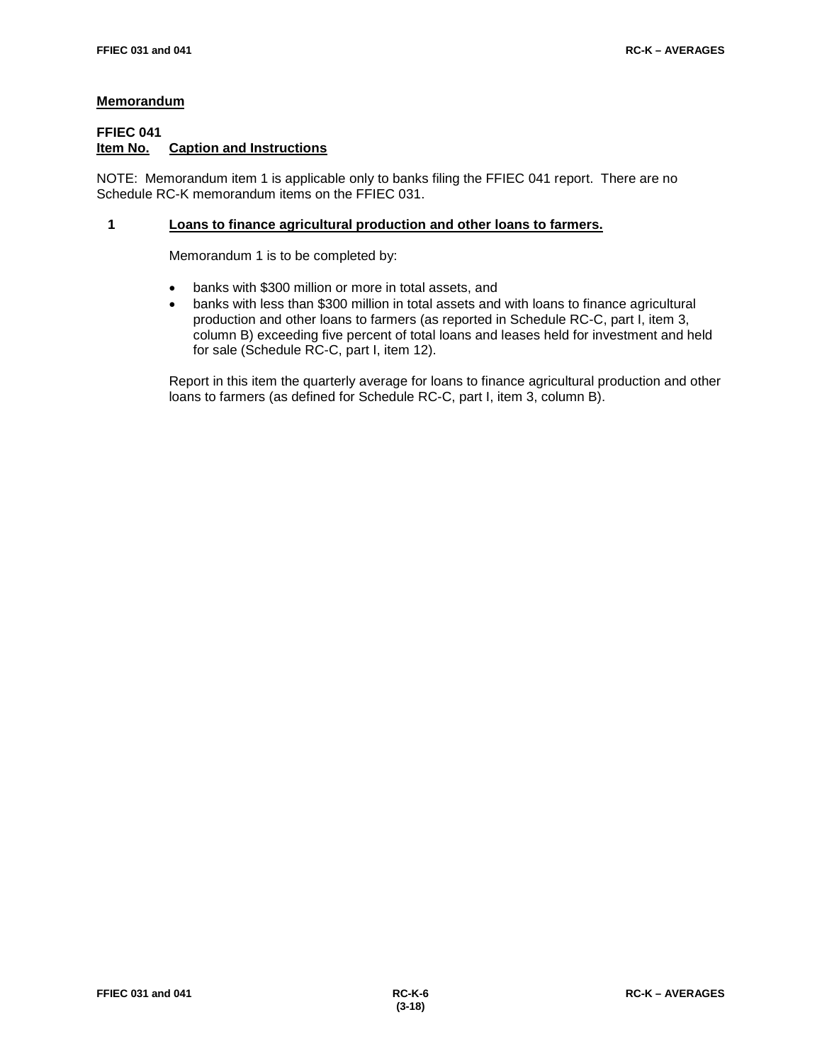## Memorandum

**FFIEC 041**
**Item No.** **Caption and Instructions**

NOTE: Memorandum item 1 is applicable only to banks filing the FFIEC 041 report. There are no Schedule RC-K memorandum items on the FFIEC 031.

**1** **Loans to finance agricultural production and other loans to farmers.**

Memorandum 1 is to be completed by:

- banks with $300 million or more in total assets, and
- banks with less than $300 million in total assets and with loans to finance agricultural production and other loans to farmers (as reported in Schedule RC-C, part I, item 3, column B) exceeding five percent of total loans and leases held for investment and held for sale (Schedule RC-C, part I, item 12).

Report in this item the quarterly average for loans to finance agricultural production and other loans to farmers (as defined for Schedule RC-C, part I, item 3, column B).